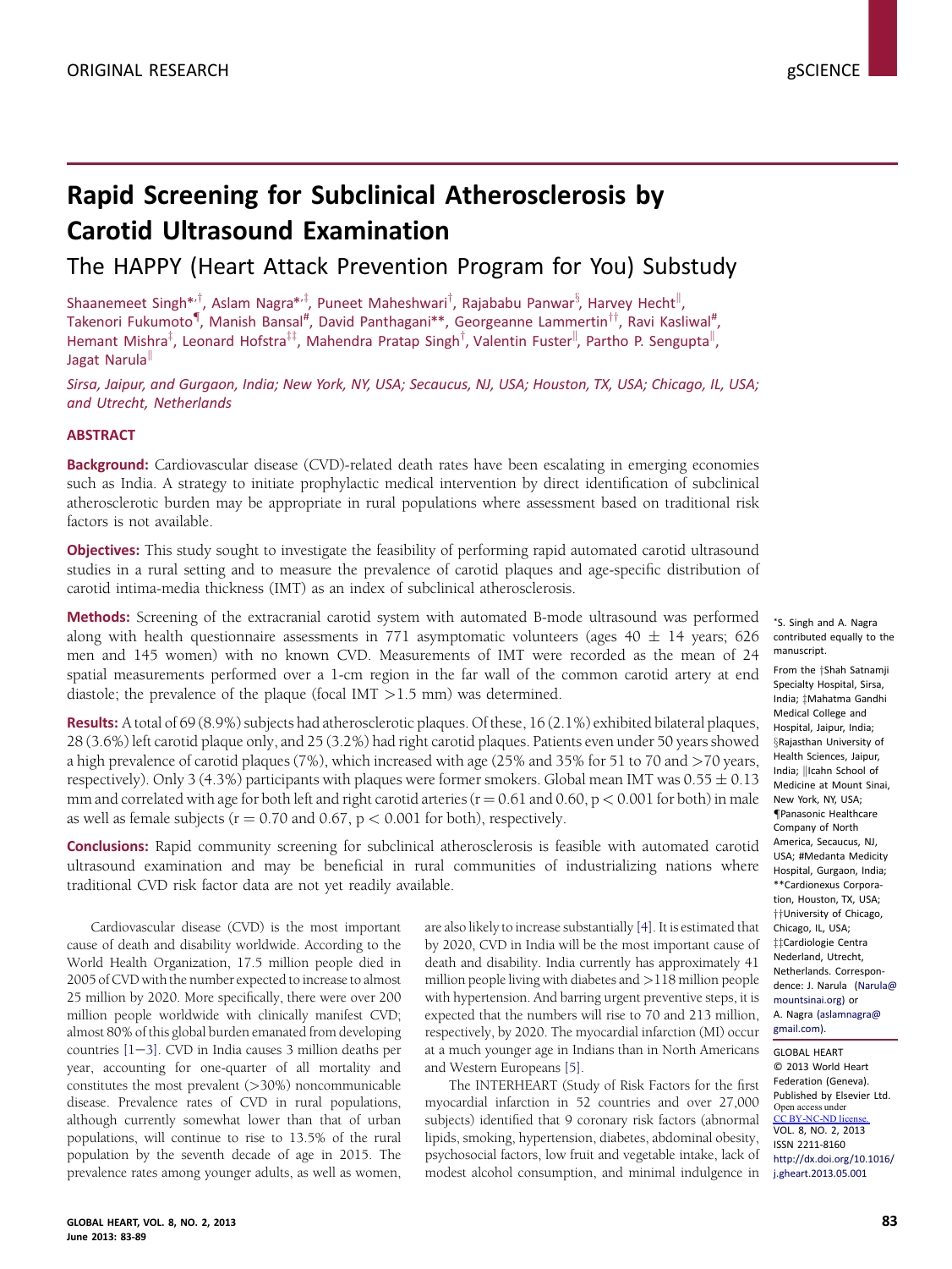ORIGINAL RESEARCH

gSCIENCE

# Rapid Screening for Subclinical Atherosclerosis by Carotid Ultrasound Examination

## The HAPPY (Heart Attack Prevention Program for You) Substudy

Shaanemeet Singh*[,†], Aslam Nagra*[,‡], Puneet Maheshwari[†], Rajababu Panwar[§], Harvey Hecht[‖], Takenori Fukumoto[¶], Manish Bansal[#], David Panthagani**, Georgeanne Lammertin[††], Ravi Kasliwal[#], Hemant Mishra[‡], Leonard Hofstra[‡‡], Mahendra Pratap Singh[†], Valentin Fuster[‖], Partho P. Sengupta[‖], Jagat Narula[‖]

*Sirsa, Jaipur, and Gurgaon, India; New York, NY, USA; Secaucus, NJ, USA; Houston, TX, USA; Chicago, IL, USA; and Utrecht, Netherlands*

### ABSTRACT

**Background:** Cardiovascular disease (CVD)-related death rates have been escalating in emerging economies such as India. A strategy to initiate prophylactic medical intervention by direct identification of subclinical atherosclerotic burden may be appropriate in rural populations where assessment based on traditional risk factors is not available.

**Objectives:** This study sought to investigate the feasibility of performing rapid automated carotid ultrasound studies in a rural setting and to measure the prevalence of carotid plaques and age-specific distribution of carotid intima-media thickness (IMT) as an index of subclinical atherosclerosis.

**Methods:** Screening of the extracranial carotid system with automated B-mode ultrasound was performed along with health questionnaire assessments in 771 asymptomatic volunteers (ages $40 \pm 14$ years; 626 men and 145 women) with no known CVD. Measurements of IMT were recorded as the mean of 24 spatial measurements performed over a 1-cm region in the far wall of the common carotid artery at end diastole; the prevalence of the plaque (focal IMT >1.5 mm) was determined.

**Results:** A total of 69 (8.9%) subjects had atherosclerotic plaques. Of these, 16 (2.1%) exhibited bilateral plaques, 28 (3.6%) left carotid plaque only, and 25 (3.2%) had right carotid plaques. Patients even under 50 years showed a high prevalence of carotid plaques (7%), which increased with age (25% and 35% for 51 to 70 and >70 years, respectively). Only 3 (4.3%) participants with plaques were former smokers. Global mean IMT was $0.55 \pm 0.13$ mm and correlated with age for both left and right carotid arteries ($r = 0.61$ and $0.60$, $p < 0.001$ for both) in male as well as female subjects ($r = 0.70$ and $0.67$, $p < 0.001$ for both), respectively.

**Conclusions:** Rapid community screening for subclinical atherosclerosis is feasible with automated carotid ultrasound examination and may be beneficial in rural communities of industrializing nations where traditional CVD risk factor data are not yet readily available.

*S. Singh and A. Nagra contributed equally to the manuscript.

From the †Shah Satnamji Specialty Hospital, Sirsa, India; ‡Mahatma Gandhi Medical College and Hospital, Jaipur, India; §Rajasthan University of Health Sciences, Jaipur, India; ‖Icahn School of Medicine at Mount Sinai, New York, NY, USA; ¶Panasonic Healthcare Company of North America, Secaucus, NJ, USA; #Medanta Medicity Hospital, Gurgaon, India; **Cardionexus Corporation, Houston, TX, USA; ††University of Chicago, Chicago, IL, USA; ‡‡Cardiologie Centra Nederland, Utrecht, Netherlands. Correspondence: J. Narula (Narula@mountsinai.org) or A. Nagra (aslamnagra@gmail.com).

GLOBAL HEART
© 2013 World Heart Federation (Geneva). Published by Elsevier Ltd. Open access under CC BY-NC-ND license.
VOL. 8, NO. 2, 2013
ISSN 2211-8160
http://dx.doi.org/10.1016/j.gheart.2013.05.001

Cardiovascular disease (CVD) is the most important cause of death and disability worldwide. According to the World Health Organization, 17.5 million people died in 2005 of CVD with the number expected to increase to almost 25 million by 2020. More specifically, there were over 200 million people worldwide with clinically manifest CVD; almost 80% of this global burden emanated from developing countries [1–3]. CVD in India causes 3 million deaths per year, accounting for one-quarter of all mortality and constitutes the most prevalent (>30%) noncommunicable disease. Prevalence rates of CVD in rural populations, although currently somewhat lower than that of urban populations, will continue to rise to 13.5% of the rural population by the seventh decade of age in 2015. The prevalence rates among younger adults, as well as women, are also likely to increase substantially [4]. It is estimated that by 2020, CVD in India will be the most important cause of death and disability. India currently has approximately 41 million people living with diabetes and >118 million people with hypertension. And barring urgent preventive steps, it is expected that the numbers will rise to 70 and 213 million, respectively, by 2020. The myocardial infarction (MI) occur at a much younger age in Indians than in North Americans and Western Europeans [5].

The INTERHEART (Study of Risk Factors for the first myocardial infarction in 52 countries and over 27,000 subjects) identified that 9 coronary risk factors (abnormal lipids, smoking, hypertension, diabetes, abdominal obesity, psychosocial factors, low fruit and vegetable intake, lack of modest alcohol consumption, and minimal indulgence in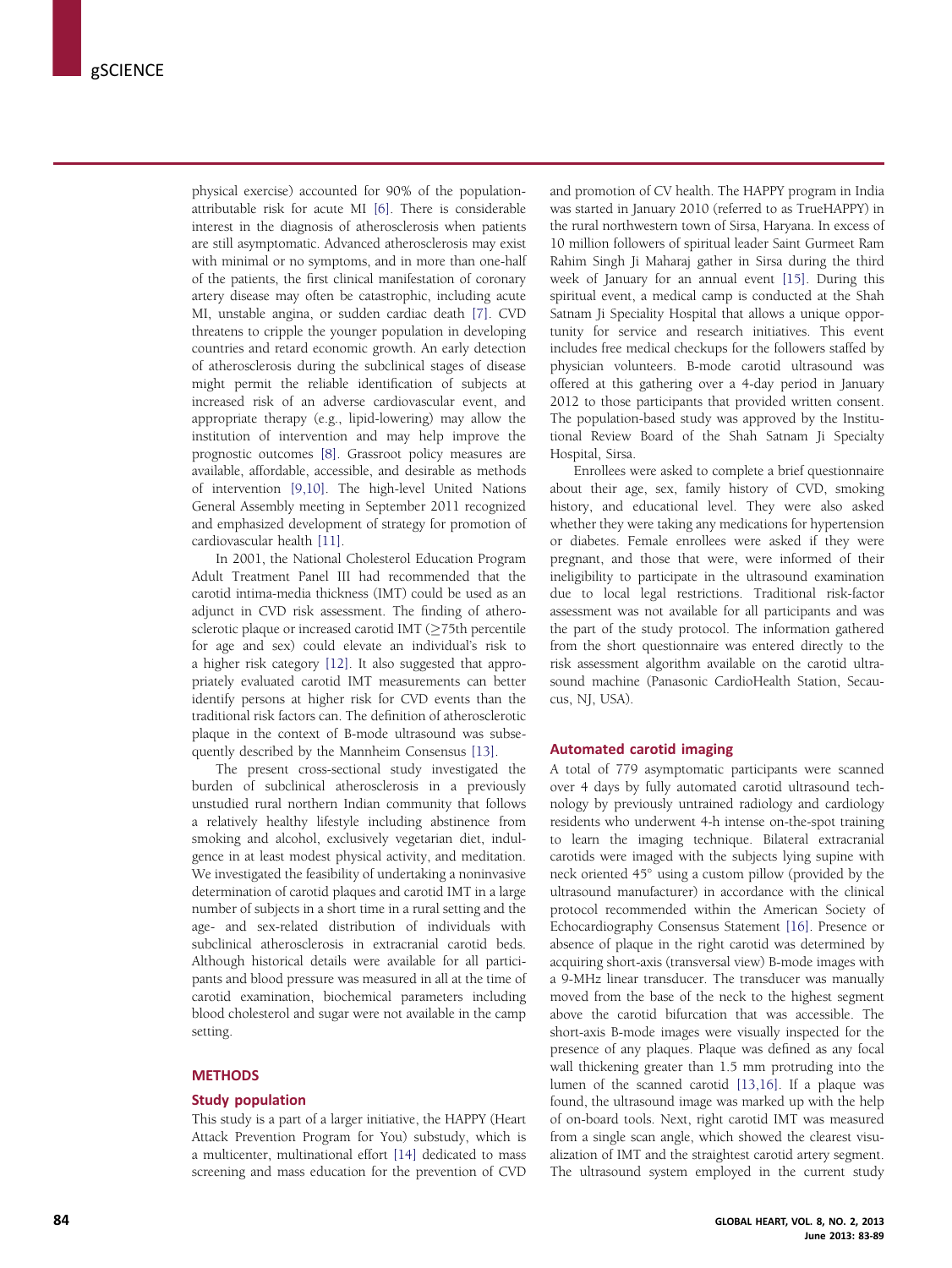physical exercise) accounted for 90% of the population-attributable risk for acute MI [6]. There is considerable interest in the diagnosis of atherosclerosis when patients are still asymptomatic. Advanced atherosclerosis may exist with minimal or no symptoms, and in more than one-half of the patients, the first clinical manifestation of coronary artery disease may often be catastrophic, including acute MI, unstable angina, or sudden cardiac death [7]. CVD threatens to cripple the younger population in developing countries and retard economic growth. An early detection of atherosclerosis during the subclinical stages of disease might permit the reliable identification of subjects at increased risk of an adverse cardiovascular event, and appropriate therapy (e.g., lipid-lowering) may allow the institution of intervention and may help improve the prognostic outcomes [8]. Grassroot policy measures are available, affordable, accessible, and desirable as methods of intervention [9,10]. The high-level United Nations General Assembly meeting in September 2011 recognized and emphasized development of strategy for promotion of cardiovascular health [11].

In 2001, the National Cholesterol Education Program Adult Treatment Panel III had recommended that the carotid intima-media thickness (IMT) could be used as an adjunct in CVD risk assessment. The finding of atherosclerotic plaque or increased carotid IMT ($\geq$75th percentile for age and sex) could elevate an individual's risk to a higher risk category [12]. It also suggested that appropriately evaluated carotid IMT measurements can better identify persons at higher risk for CVD events than the traditional risk factors can. The definition of atherosclerotic plaque in the context of B-mode ultrasound was subsequently described by the Mannheim Consensus [13].

The present cross-sectional study investigated the burden of subclinical atherosclerosis in a previously unstudied rural northern Indian community that follows a relatively healthy lifestyle including abstinence from smoking and alcohol, exclusively vegetarian diet, indulgence in at least modest physical activity, and meditation. We investigated the feasibility of undertaking a noninvasive determination of carotid plaques and carotid IMT in a large number of subjects in a short time in a rural setting and the age- and sex-related distribution of individuals with subclinical atherosclerosis in extracranial carotid beds. Although historical details were available for all participants and blood pressure was measured in all at the time of carotid examination, biochemical parameters including blood cholesterol and sugar were not available in the camp setting.

## METHODS

### Study population

This study is a part of a larger initiative, the HAPPY (Heart Attack Prevention Program for You) substudy, which is a multicenter, multinational effort [14] dedicated to mass screening and mass education for the prevention of CVD and promotion of CV health. The HAPPY program in India was started in January 2010 (referred to as TrueHAPPY) in the rural northwestern town of Sirsa, Haryana. In excess of 10 million followers of spiritual leader Saint Gurmeet Ram Rahim Singh Ji Maharaj gather in Sirsa during the third week of January for an annual event [15]. During this spiritual event, a medical camp is conducted at the Shah Satnam Ji Speciality Hospital that allows a unique opportunity for service and research initiatives. This event includes free medical checkups for the followers staffed by physician volunteers. B-mode carotid ultrasound was offered at this gathering over a 4-day period in January 2012 to those participants that provided written consent. The population-based study was approved by the Institutional Review Board of the Shah Satnam Ji Specialty Hospital, Sirsa.

Enrollees were asked to complete a brief questionnaire about their age, sex, family history of CVD, smoking history, and educational level. They were also asked whether they were taking any medications for hypertension or diabetes. Female enrollees were asked if they were pregnant, and those that were, were informed of their ineligibility to participate in the ultrasound examination due to local legal restrictions. Traditional risk-factor assessment was not available for all participants and was the part of the study protocol. The information gathered from the short questionnaire was entered directly to the risk assessment algorithm available on the carotid ultrasound machine (Panasonic CardioHealth Station, Secaucus, NJ, USA).

### Automated carotid imaging

A total of 779 asymptomatic participants were scanned over 4 days by fully automated carotid ultrasound technology by previously untrained radiology and cardiology residents who underwent 4-h intense on-the-spot training to learn the imaging technique. Bilateral extracranial carotids were imaged with the subjects lying supine with neck oriented 45° using a custom pillow (provided by the ultrasound manufacturer) in accordance with the clinical protocol recommended within the American Society of Echocardiography Consensus Statement [16]. Presence or absence of plaque in the right carotid was determined by acquiring short-axis (transversal view) B-mode images with a 9-MHz linear transducer. The transducer was manually moved from the base of the neck to the highest segment above the carotid bifurcation that was accessible. The short-axis B-mode images were visually inspected for the presence of any plaques. Plaque was defined as any focal wall thickening greater than 1.5 mm protruding into the lumen of the scanned carotid [13,16]. If a plaque was found, the ultrasound image was marked up with the help of on-board tools. Next, right carotid IMT was measured from a single scan angle, which showed the clearest visualization of IMT and the straightest carotid artery segment. The ultrasound system employed in the current study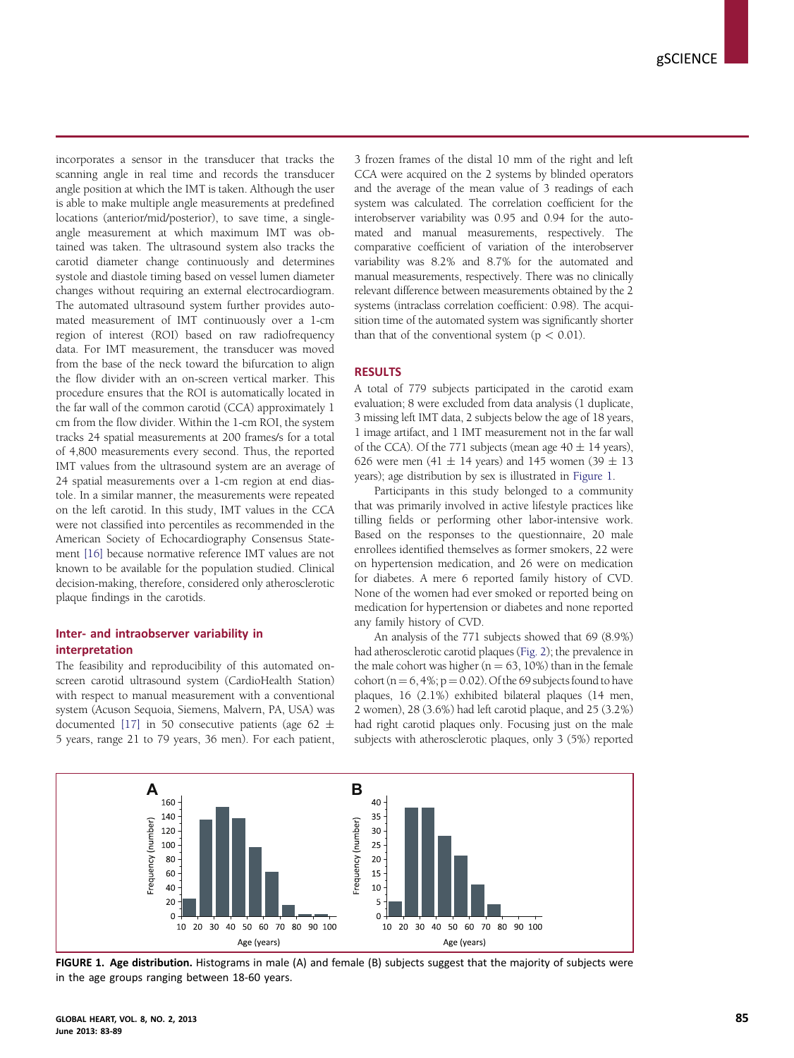incorporates a sensor in the transducer that tracks the scanning angle in real time and records the transducer angle position at which the IMT is taken. Although the user is able to make multiple angle measurements at predefined locations (anterior/mid/posterior), to save time, a single-angle measurement at which maximum IMT was obtained was taken. The ultrasound system also tracks the carotid diameter change continuously and determines systole and diastole timing based on vessel lumen diameter changes without requiring an external electrocardiogram. The automated ultrasound system further provides automated measurement of IMT continuously over a 1-cm region of interest (ROI) based on raw radiofrequency data. For IMT measurement, the transducer was moved from the base of the neck toward the bifurcation to align the flow divider with an on-screen vertical marker. This procedure ensures that the ROI is automatically located in the far wall of the common carotid (CCA) approximately 1 cm from the flow divider. Within the 1-cm ROI, the system tracks 24 spatial measurements at 200 frames/s for a total of 4,800 measurements every second. Thus, the reported IMT values from the ultrasound system are an average of 24 spatial measurements over a 1-cm region at end diastole. In a similar manner, the measurements were repeated on the left carotid. In this study, IMT values in the CCA were not classified into percentiles as recommended in the American Society of Echocardiography Consensus Statement [16] because normative reference IMT values are not known to be available for the population studied. Clinical decision-making, therefore, considered only atherosclerotic plaque findings in the carotids.

### Inter- and intraobserver variability in interpretation

The feasibility and reproducibility of this automated on-screen carotid ultrasound system (CardioHealth Station) with respect to manual measurement with a conventional system (Acuson Sequoia, Siemens, Malvern, PA, USA) was documented [17] in 50 consecutive patients (age 62 ± 5 years, range 21 to 79 years, 36 men). For each patient, 3 frozen frames of the distal 10 mm of the right and left CCA were acquired on the 2 systems by blinded operators and the average of the mean value of 3 readings of each system was calculated. The correlation coefficient for the interobserver variability was 0.95 and 0.94 for the automated and manual measurements, respectively. The comparative coefficient of variation of the interobserver variability was 8.2% and 8.7% for the automated and manual measurements, respectively. There was no clinically relevant difference between measurements obtained by the 2 systems (intraclass correlation coefficient: 0.98). The acquisition time of the automated system was significantly shorter than that of the conventional system ($p < 0.01$).

## RESULTS

A total of 779 subjects participated in the carotid exam evaluation; 8 were excluded from data analysis (1 duplicate, 3 missing left IMT data, 2 subjects below the age of 18 years, 1 image artifact, and 1 IMT measurement not in the far wall of the CCA). Of the 771 subjects (mean age 40 ± 14 years), 626 were men (41 ± 14 years) and 145 women (39 ± 13 years); age distribution by sex is illustrated in Figure 1.

Participants in this study belonged to a community that was primarily involved in active lifestyle practices like tilling fields or performing other labor-intensive work. Based on the responses to the questionnaire, 20 male enrollees identified themselves as former smokers, 22 were on hypertension medication, and 26 were on medication for diabetes. A mere 6 reported family history of CVD. None of the women had ever smoked or reported being on medication for hypertension or diabetes and none reported any family history of CVD.

An analysis of the 771 subjects showed that 69 (8.9%) had atherosclerotic carotid plaques (Fig. 2); the prevalence in the male cohort was higher (n = 63, 10%) than in the female cohort (n = 6, 4%; $p = 0.02$). Of the 69 subjects found to have plaques, 16 (2.1%) exhibited bilateral plaques (14 men, 2 women), 28 (3.6%) had left carotid plaque, and 25 (3.2%) had right carotid plaques only. Focusing just on the male subjects with atherosclerotic plaques, only 3 (5%) reported

**FIGURE 1. Age distribution.** Histograms in male (A) and female (B) subjects suggest that the majority of subjects were in the age groups ranging between 18-60 years.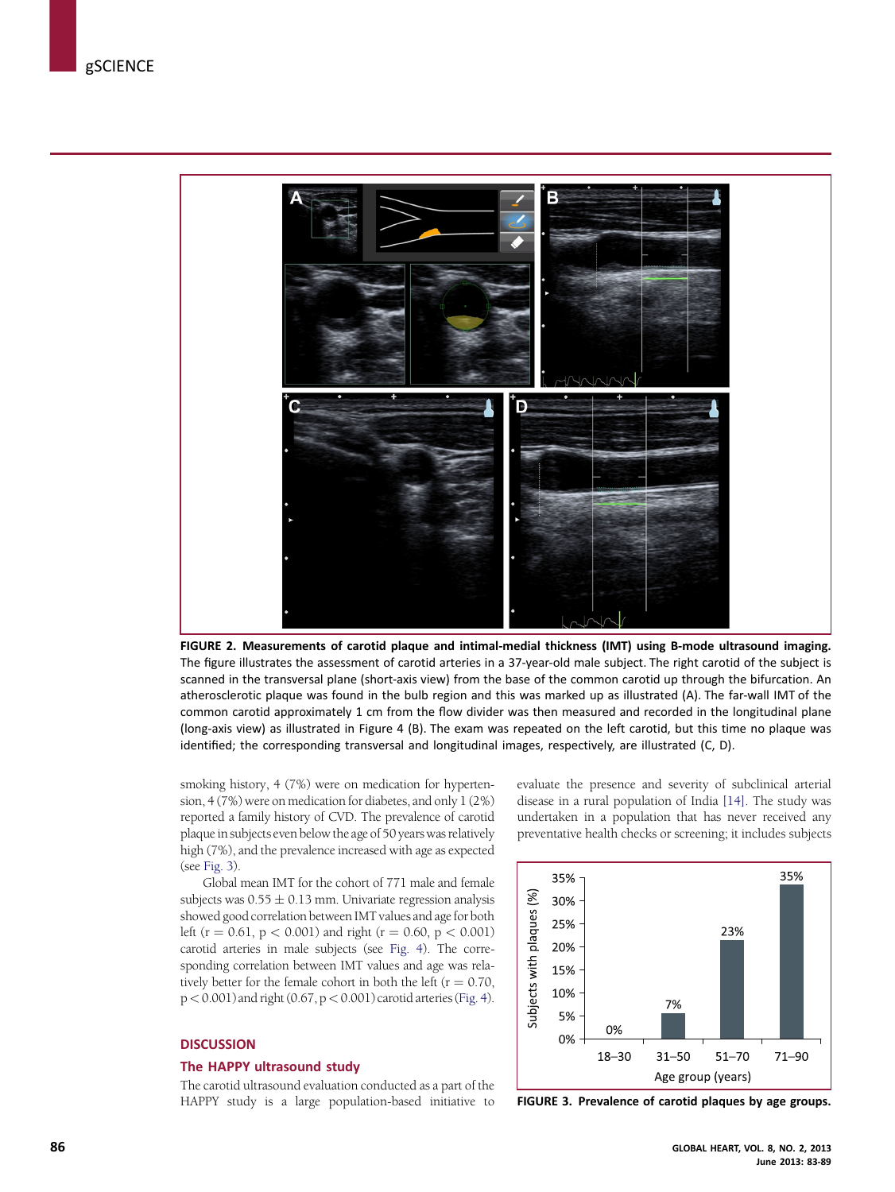FIGURE 2. Measurements of carotid plaque and intimal-medial thickness (IMT) using B-mode ultrasound imaging. The figure illustrates the assessment of carotid arteries in a 37-year-old male subject. The right carotid of the subject is scanned in the transversal plane (short-axis view) from the base of the common carotid up through the bifurcation. An atherosclerotic plaque was found in the bulb region and this was marked up as illustrated (A). The far-wall IMT of the common carotid approximately 1 cm from the flow divider was then measured and recorded in the longitudinal plane (long-axis view) as illustrated in Figure 4 (B). The exam was repeated on the left carotid, but this time no plaque was identified; the corresponding transversal and longitudinal images, respectively, are illustrated (C, D).

smoking history, 4 (7%) were on medication for hypertension, 4 (7%) were on medication for diabetes, and only 1 (2%) reported a family history of CVD. The prevalence of carotid plaque in subjects even below the age of 50 years was relatively high (7%), and the prevalence increased with age as expected (see Fig. 3).

Global mean IMT for the cohort of 771 male and female subjects was $0.55 \pm 0.13$ mm. Univariate regression analysis showed good correlation between IMT values and age for both left ($r = 0.61$, $p < 0.001$) and right ($r = 0.60$, $p < 0.001$) carotid arteries in male subjects (see Fig. 4). The corresponding correlation between IMT values and age was relatively better for the female cohort in both the left ($r = 0.70$, $p < 0.001$) and right (0.67, $p < 0.001$) carotid arteries (Fig. 4).

## DISCUSSION

### The HAPPY ultrasound study

The carotid ultrasound evaluation conducted as a part of the HAPPY study is a large population-based initiative to evaluate the presence and severity of subclinical arterial disease in a rural population of India [14]. The study was undertaken in a population that has never received any preventative health checks or screening; it includes subjects

| Age group (years) | Subjects with plaques (%) |
|---|---|
| 18–30 | 0% |
| 31–50 | 7% |
| 51–70 | 23% |
| 71–90 | 35% |

FIGURE 3. Prevalence of carotid plaques by age groups.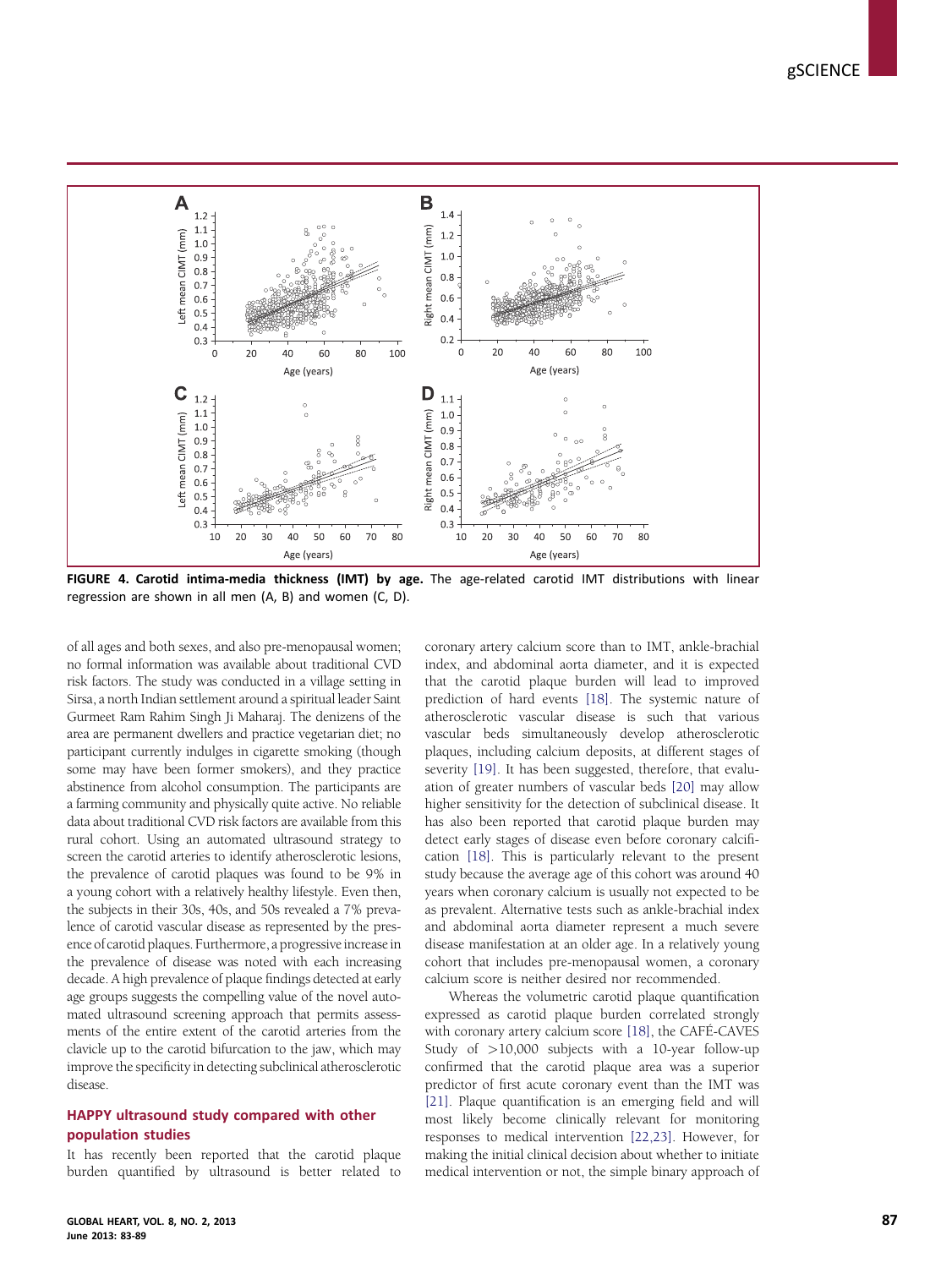**FIGURE 4. Carotid intima-media thickness (IMT) by age.** The age-related carotid IMT distributions with linear regression are shown in all men (A, B) and women (C, D).

of all ages and both sexes, and also pre-menopausal women; no formal information was available about traditional CVD risk factors. The study was conducted in a village setting in Sirsa, a north Indian settlement around a spiritual leader Saint Gurmeet Ram Rahim Singh Ji Maharaj. The denizens of the area are permanent dwellers and practice vegetarian diet; no participant currently indulges in cigarette smoking (though some may have been former smokers), and they practice abstinence from alcohol consumption. The participants are a farming community and physically quite active. No reliable data about traditional CVD risk factors are available from this rural cohort. Using an automated ultrasound strategy to screen the carotid arteries to identify atherosclerotic lesions, the prevalence of carotid plaques was found to be 9% in a young cohort with a relatively healthy lifestyle. Even then, the subjects in their 30s, 40s, and 50s revealed a 7% prevalence of carotid vascular disease as represented by the presence of carotid plaques. Furthermore, a progressive increase in the prevalence of disease was noted with each increasing decade. A high prevalence of plaque findings detected at early age groups suggests the compelling value of the novel automated ultrasound screening approach that permits assessments of the entire extent of the carotid arteries from the clavicle up to the carotid bifurcation to the jaw, which may improve the specificity in detecting subclinical atherosclerotic disease.

## HAPPY ultrasound study compared with other population studies

It has recently been reported that the carotid plaque burden quantified by ultrasound is better related to coronary artery calcium score than to IMT, ankle-brachial index, and abdominal aorta diameter, and it is expected that the carotid plaque burden will lead to improved prediction of hard events [18]. The systemic nature of atherosclerotic vascular disease is such that various vascular beds simultaneously develop atherosclerotic plaques, including calcium deposits, at different stages of severity [19]. It has been suggested, therefore, that evaluation of greater numbers of vascular beds [20] may allow higher sensitivity for the detection of subclinical disease. It has also been reported that carotid plaque burden may detect early stages of disease even before coronary calcification [18]. This is particularly relevant to the present study because the average age of this cohort was around 40 years when coronary calcium is usually not expected to be as prevalent. Alternative tests such as ankle-brachial index and abdominal aorta diameter represent a much severe disease manifestation at an older age. In a relatively young cohort that includes pre-menopausal women, a coronary calcium score is neither desired nor recommended.

Whereas the volumetric carotid plaque quantification expressed as carotid plaque burden correlated strongly with coronary artery calcium score [18], the CAFÉ-CAVES Study of >10,000 subjects with a 10-year follow-up confirmed that the carotid plaque area was a superior predictor of first acute coronary event than the IMT was [21]. Plaque quantification is an emerging field and will most likely become clinically relevant for monitoring responses to medical intervention [22,23]. However, for making the initial clinical decision about whether to initiate medical intervention or not, the simple binary approach of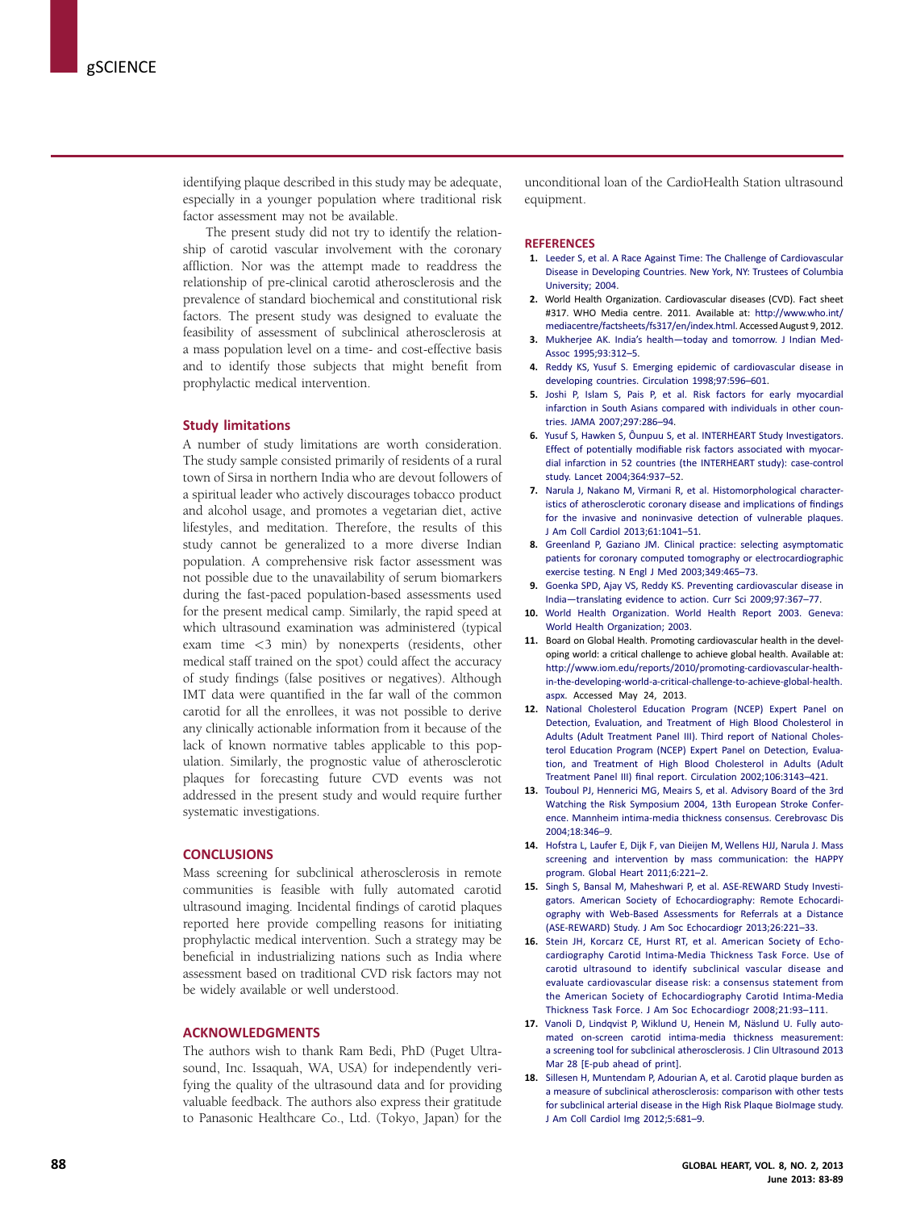identifying plaque described in this study may be adequate, especially in a younger population where traditional risk factor assessment may not be available.

The present study did not try to identify the relationship of carotid vascular involvement with the coronary affliction. Nor was the attempt made to readdress the relationship of pre-clinical carotid atherosclerosis and the prevalence of standard biochemical and constitutional risk factors. The present study was designed to evaluate the feasibility of assessment of subclinical atherosclerosis at a mass population level on a time- and cost-effective basis and to identify those subjects that might benefit from prophylactic medical intervention.

### Study limitations

A number of study limitations are worth consideration. The study sample consisted primarily of residents of a rural town of Sirsa in northern India who are devout followers of a spiritual leader who actively discourages tobacco product and alcohol usage, and promotes a vegetarian diet, active lifestyles, and meditation. Therefore, the results of this study cannot be generalized to a more diverse Indian population. A comprehensive risk factor assessment was not possible due to the unavailability of serum biomarkers during the fast-paced population-based assessments used for the present medical camp. Similarly, the rapid speed at which ultrasound examination was administered (typical exam time <3 min) by nonexperts (residents, other medical staff trained on the spot) could affect the accuracy of study findings (false positives or negatives). Although IMT data were quantified in the far wall of the common carotid for all the enrollees, it was not possible to derive any clinically actionable information from it because of the lack of known normative tables applicable to this population. Similarly, the prognostic value of atherosclerotic plaques for forecasting future CVD events was not addressed in the present study and would require further systematic investigations.

## CONCLUSIONS

Mass screening for subclinical atherosclerosis in remote communities is feasible with fully automated carotid ultrasound imaging. Incidental findings of carotid plaques reported here provide compelling reasons for initiating prophylactic medical intervention. Such a strategy may be beneficial in industrializing nations such as India where assessment based on traditional CVD risk factors may not be widely available or well understood.

## ACKNOWLEDGMENTS

The authors wish to thank Ram Bedi, PhD (Puget Ultrasound, Inc. Issaquah, WA, USA) for independently verifying the quality of the ultrasound data and for providing valuable feedback. The authors also express their gratitude to Panasonic Healthcare Co., Ltd. (Tokyo, Japan) for the unconditional loan of the CardioHealth Station ultrasound equipment.

## REFERENCES

1. Leeder S, et al. A Race Against Time: The Challenge of Cardiovascular Disease in Developing Countries. New York, NY: Trustees of Columbia University; 2004.
2. World Health Organization. Cardiovascular diseases (CVD). Fact sheet #317. WHO Media centre. 2011. Available at: http://www.who.int/mediacentre/factsheets/fs317/en/index.html. Accessed August 9, 2012.
3. Mukherjee AK. India's health—today and tomorrow. J Indian Med-Assoc 1995;93:312–5.
4. Reddy KS, Yusuf S. Emerging epidemic of cardiovascular disease in developing countries. Circulation 1998;97:596–601.
5. Joshi P, Islam S, Pais P, et al. Risk factors for early myocardial infarction in South Asians compared with individuals in other countries. JAMA 2007;297:286–94.
6. Yusuf S, Hawken S, Ôunpuu S, et al. INTERHEART Study Investigators. Effect of potentially modifiable risk factors associated with myocardial infarction in 52 countries (the INTERHEART study): case-control study. Lancet 2004;364:937–52.
7. Narula J, Nakano M, Virmani R, et al. Histomorphological characteristics of atherosclerotic coronary disease and implications of findings for the invasive and noninvasive detection of vulnerable plaques. J Am Coll Cardiol 2013;61:1041–51.
8. Greenland P, Gaziano JM. Clinical practice: selecting asymptomatic patients for coronary computed tomography or electrocardiographic exercise testing. N Engl J Med 2003;349:465–73.
9. Goenka SPD, Ajay VS, Reddy KS. Preventing cardiovascular disease in India—translating evidence to action. Curr Sci 2009;97:367–77.
10. World Health Organization. World Health Report 2003. Geneva: World Health Organization; 2003.
11. Board on Global Health. Promoting cardiovascular health in the developing world: a critical challenge to achieve global health. Available at: http://www.iom.edu/reports/2010/promoting-cardiovascular-health-in-the-developing-world-a-critical-challenge-to-achieve-global-health.aspx. Accessed May 24, 2013.
12. National Cholesterol Education Program (NCEP) Expert Panel on Detection, Evaluation, and Treatment of High Blood Cholesterol in Adults (Adult Treatment Panel III). Third report of National Cholesterol Education Program (NCEP) Expert Panel on Detection, Evaluation, and Treatment of High Blood Cholesterol in Adults (Adult Treatment Panel III) final report. Circulation 2002;106:3143–421.
13. Touboul PJ, Hennerici MG, Meairs S, et al. Advisory Board of the 3rd Watching the Risk Symposium 2004, 13th European Stroke Conference. Mannheim intima-media thickness consensus. Cerebrovasc Dis 2004;18:346–9.
14. Hofstra L, Laufer E, Dijk F, van Dieijen M, Wellens HJJ, Narula J. Mass screening and intervention by mass communication: the HAPPY program. Global Heart 2011;6:221–2.
15. Singh S, Bansal M, Maheshwari P, et al. ASE-REWARD Study Investigators. American Society of Echocardiography: Remote Echocardiography with Web-Based Assessments for Referrals at a Distance (ASE-REWARD) Study. J Am Soc Echocardiogr 2013;26:221–33.
16. Stein JH, Korcarz CE, Hurst RT, et al. American Society of Echocardiography Carotid Intima-Media Thickness Task Force. Use of carotid ultrasound to identify subclinical vascular disease and evaluate cardiovascular disease risk: a consensus statement from the American Society of Echocardiography Carotid Intima-Media Thickness Task Force. J Am Soc Echocardiogr 2008;21:93–111.
17. Vanoli D, Lindqvist P, Wiklund U, Henein M, Näslund U. Fully automated on-screen carotid intima-media thickness measurement: a screening tool for subclinical atherosclerosis. J Clin Ultrasound 2013 Mar 28 [E-pub ahead of print].
18. Sillesen H, Muntendam P, Adourian A, et al. Carotid plaque burden as a measure of subclinical atherosclerosis: comparison with other tests for subclinical arterial disease in the High Risk Plaque BioImage study. J Am Coll Cardiol Img 2012;5:681–9.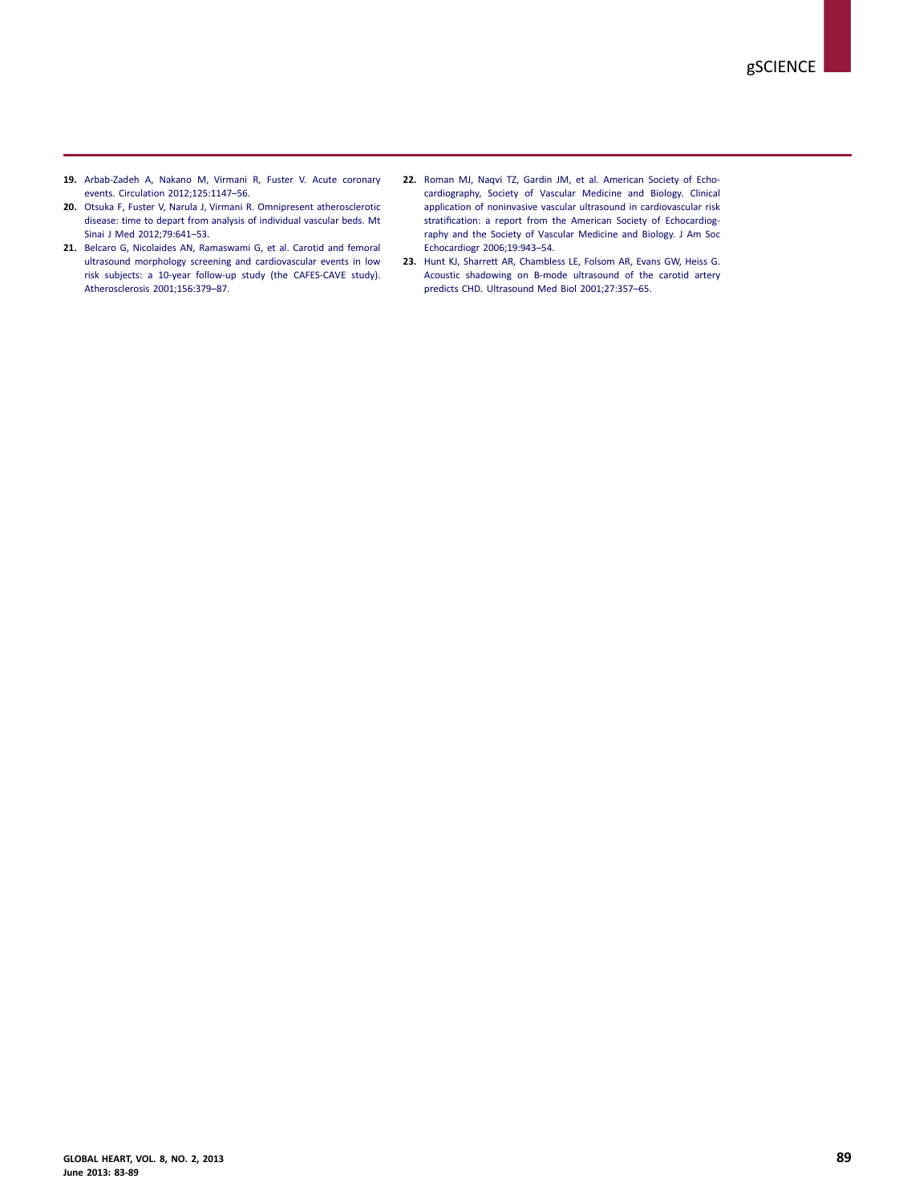19. Arbab-Zadeh A, Nakano M, Virmani R, Fuster V. Acute coronary events. Circulation 2012;125:1147–56.
20. Otsuka F, Fuster V, Narula J, Virmani R. Omnipresent atherosclerotic disease: time to depart from analysis of individual vascular beds. Mt Sinai J Med 2012;79:641–53.
21. Belcaro G, Nicolaides AN, Ramaswami G, et al. Carotid and femoral ultrasound morphology screening and cardiovascular events in low risk subjects: a 10-year follow-up study (the CAFES-CAVE study). Atherosclerosis 2001;156:379–87.
22. Roman MJ, Naqvi TZ, Gardin JM, et al. American Society of Echocardiography, Society of Vascular Medicine and Biology. Clinical application of noninvasive vascular ultrasound in cardiovascular risk stratification: a report from the American Society of Echocardiography and the Society of Vascular Medicine and Biology. J Am Soc Echocardiogr 2006;19:943–54.
23. Hunt KJ, Sharrett AR, Chambless LE, Folsom AR, Evans GW, Heiss G. Acoustic shadowing on B-mode ultrasound of the carotid artery predicts CHD. Ultrasound Med Biol 2001;27:357–65.